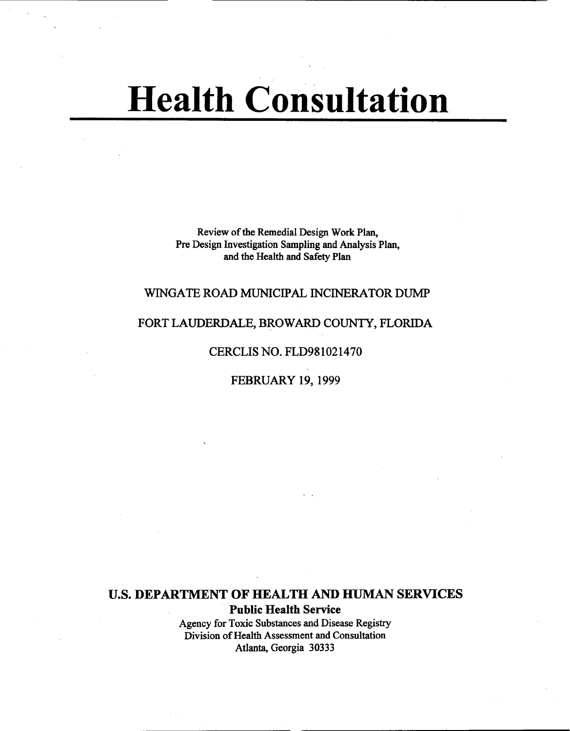# Health Consultation

Review of the Remedial Design Work Plan,
Pre Design Investigation Sampling and Analysis Plan,
and the Health and Safety Plan

WINGATE ROAD MUNICIPAL INCINERATOR DUMP

FORT LAUDERDALE, BROWARD COUNTY, FLORIDA

CERCLIS NO. FLD981021470

FEBRUARY 19, 1999

**U.S. DEPARTMENT OF HEALTH AND HUMAN SERVICES**
**Public Health Service**
Agency for Toxic Substances and Disease Registry
Division of Health Assessment and Consultation
Atlanta, Georgia 30333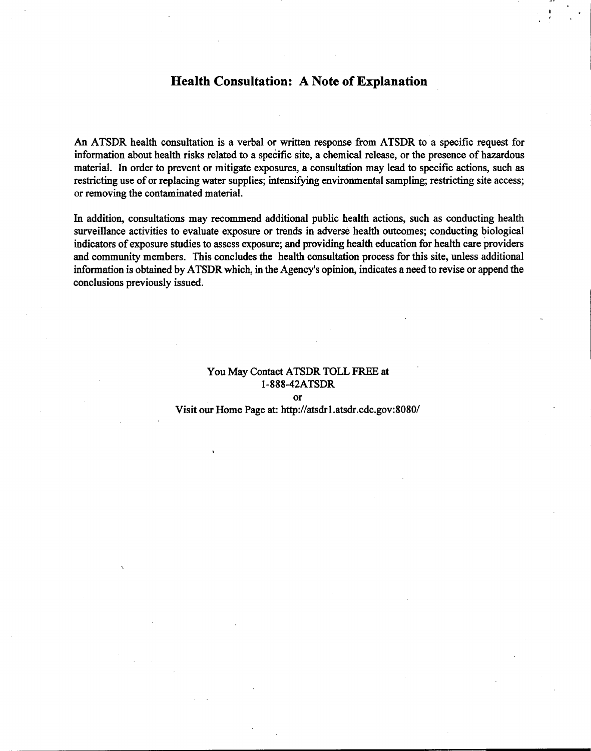# Health Consultation: A Note of Explanation

An ATSDR health consultation is a verbal or written response from ATSDR to a specific request for information about health risks related to a specific site, a chemical release, or the presence of hazardous material. In order to prevent or mitigate exposures, a consultation may lead to specific actions, such as restricting use of or replacing water supplies; intensifying environmental sampling; restricting site access; or removing the contaminated material.

In addition, consultations may recommend additional public health actions, such as conducting health surveillance activities to evaluate exposure or trends in adverse health outcomes; conducting biological indicators of exposure studies to assess exposure; and providing health education for health care providers and community members. This concludes the health consultation process for this site, unless additional information is obtained by ATSDR which, in the Agency's opinion, indicates a need to revise or append the conclusions previously issued.

You May Contact ATSDR TOLL FREE at
1-888-42ATSDR
or
Visit our Home Page at: http://atsdr1.atsdr.cdc.gov:8080/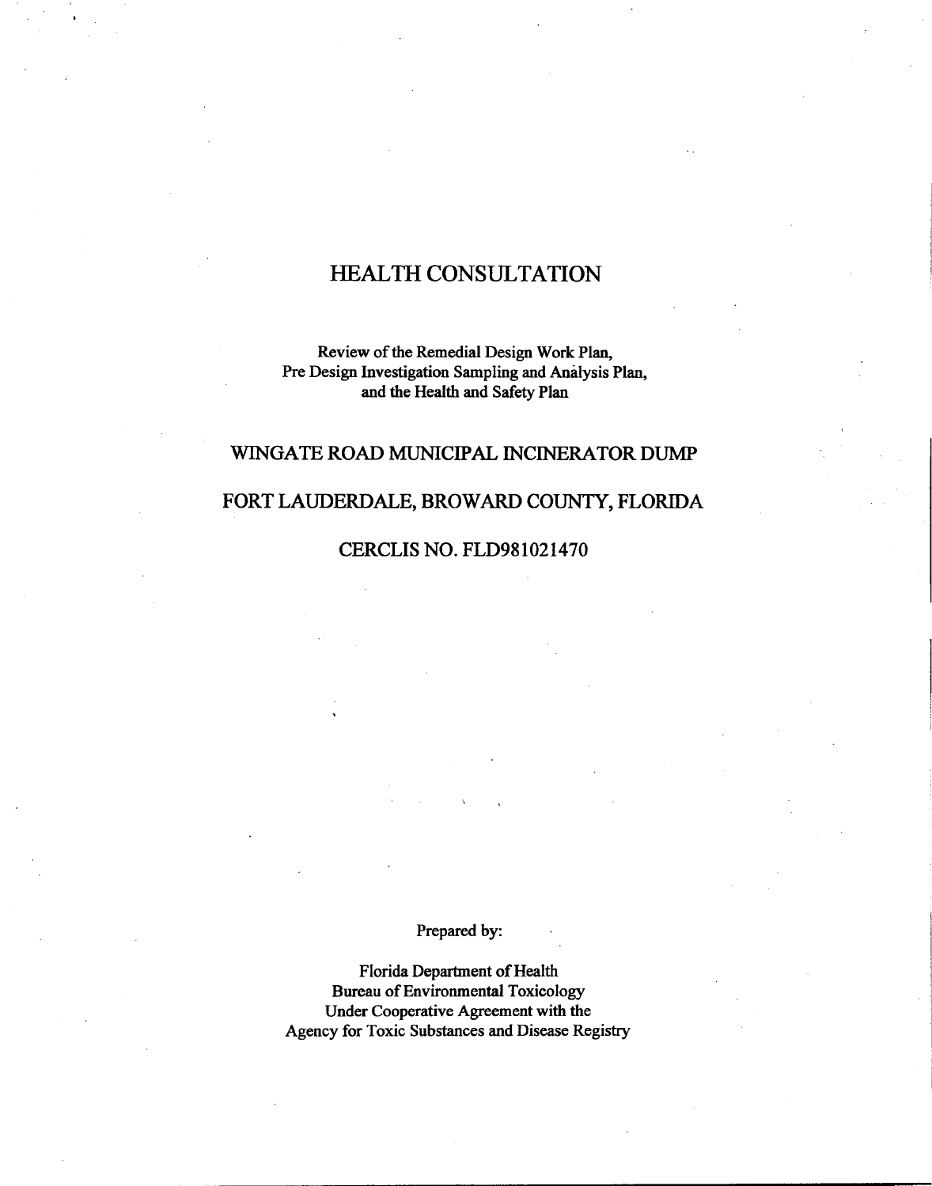# HEALTH CONSULTATION

Review of the Remedial Design Work Plan,
Pre Design Investigation Sampling and Analysis Plan,
and the Health and Safety Plan

## WINGATE ROAD MUNICIPAL INCINERATOR DUMP

## FORT LAUDERDALE, BROWARD COUNTY, FLORIDA

## CERCLIS NO. FLD981021470

Prepared by:

Florida Department of Health
Bureau of Environmental Toxicology
Under Cooperative Agreement with the
Agency for Toxic Substances and Disease Registry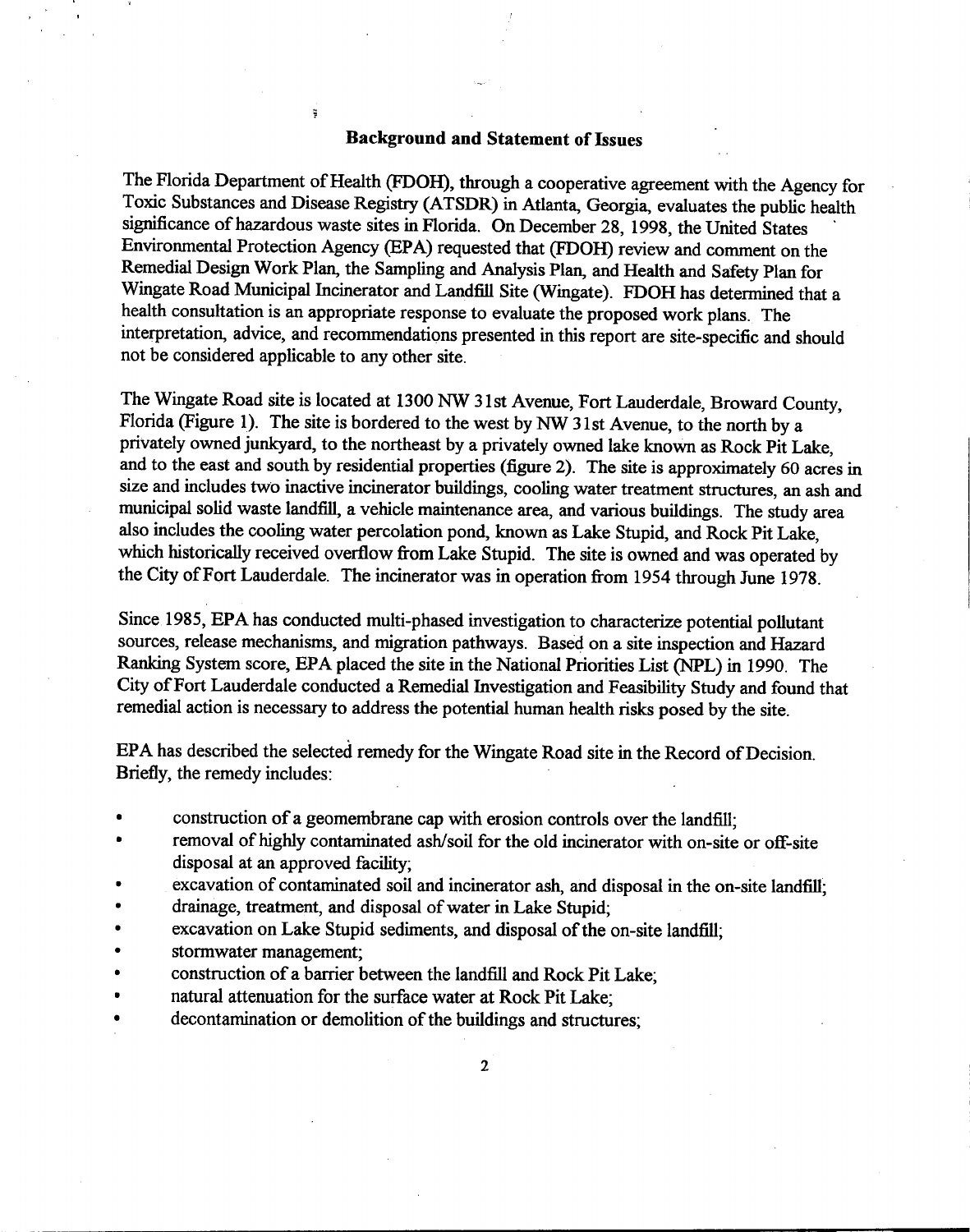## Background and Statement of Issues

The Florida Department of Health (FDOH), through a cooperative agreement with the Agency for Toxic Substances and Disease Registry (ATSDR) in Atlanta, Georgia, evaluates the public health significance of hazardous waste sites in Florida. On December 28, 1998, the United States Environmental Protection Agency (EPA) requested that (FDOH) review and comment on the Remedial Design Work Plan, the Sampling and Analysis Plan, and Health and Safety Plan for Wingate Road Municipal Incinerator and Landfill Site (Wingate). FDOH has determined that a health consultation is an appropriate response to evaluate the proposed work plans. The interpretation, advice, and recommendations presented in this report are site-specific and should not be considered applicable to any other site.

The Wingate Road site is located at 1300 NW 31st Avenue, Fort Lauderdale, Broward County, Florida (Figure 1). The site is bordered to the west by NW 31st Avenue, to the north by a privately owned junkyard, to the northeast by a privately owned lake known as Rock Pit Lake, and to the east and south by residential properties (figure 2). The site is approximately 60 acres in size and includes two inactive incinerator buildings, cooling water treatment structures, an ash and municipal solid waste landfill, a vehicle maintenance area, and various buildings. The study area also includes the cooling water percolation pond, known as Lake Stupid, and Rock Pit Lake, which historically received overflow from Lake Stupid. The site is owned and was operated by the City of Fort Lauderdale. The incinerator was in operation from 1954 through June 1978.

Since 1985, EPA has conducted multi-phased investigation to characterize potential pollutant sources, release mechanisms, and migration pathways. Based on a site inspection and Hazard Ranking System score, EPA placed the site in the National Priorities List (NPL) in 1990. The City of Fort Lauderdale conducted a Remedial Investigation and Feasibility Study and found that remedial action is necessary to address the potential human health risks posed by the site.

EPA has described the selected remedy for the Wingate Road site in the Record of Decision. Briefly, the remedy includes:

- construction of a geomembrane cap with erosion controls over the landfill;
- removal of highly contaminated ash/soil for the old incinerator with on-site or off-site disposal at an approved facility;
- excavation of contaminated soil and incinerator ash, and disposal in the on-site landfill;
- drainage, treatment, and disposal of water in Lake Stupid;
- excavation on Lake Stupid sediments, and disposal of the on-site landfill;
- stormwater management;
- construction of a barrier between the landfill and Rock Pit Lake;
- natural attenuation for the surface water at Rock Pit Lake;
- decontamination or demolition of the buildings and structures;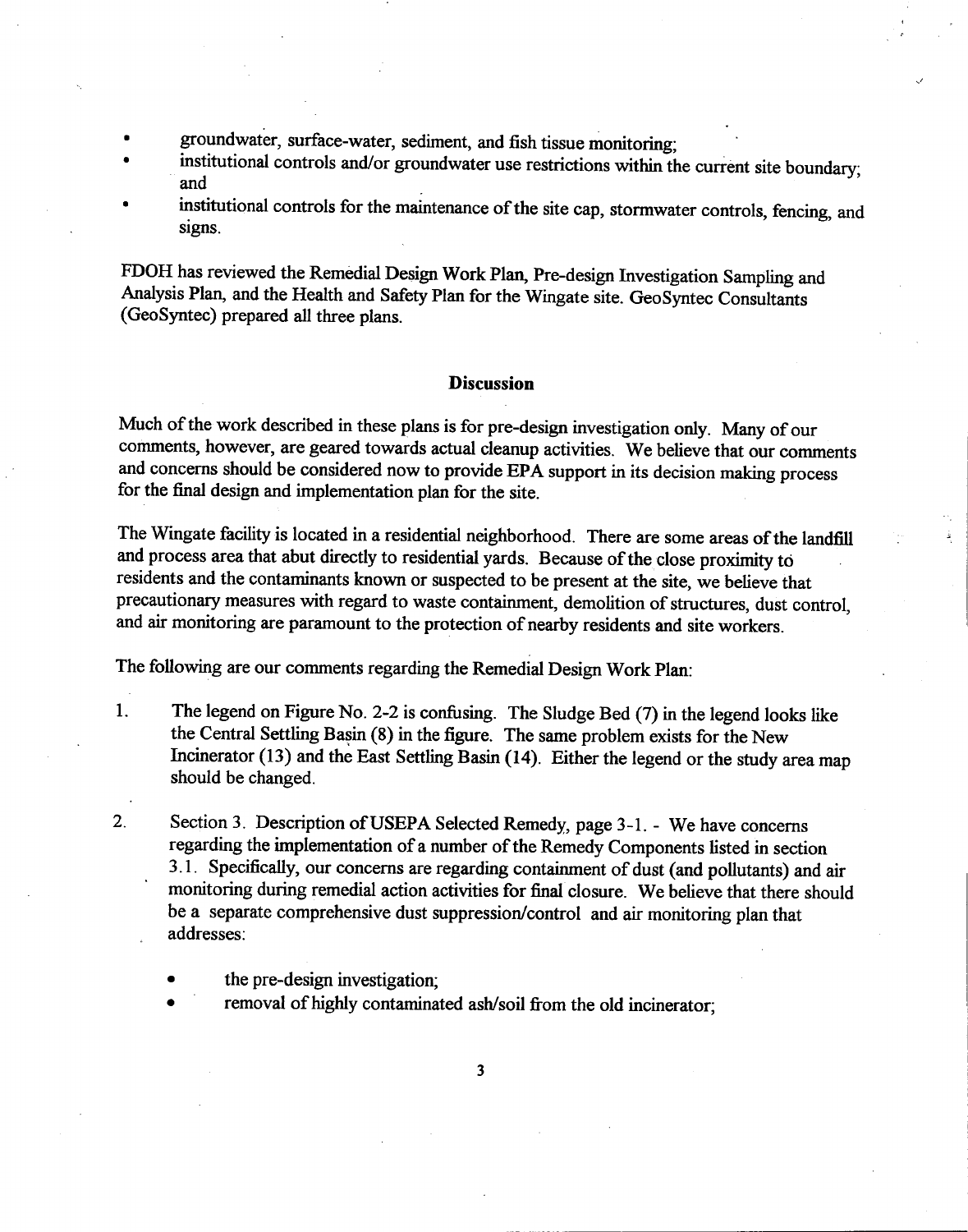- groundwater, surface-water, sediment, and fish tissue monitoring;
- institutional controls and/or groundwater use restrictions within the current site boundary; and
- institutional controls for the maintenance of the site cap, stormwater controls, fencing, and signs.

FDOH has reviewed the Remedial Design Work Plan, Pre-design Investigation Sampling and Analysis Plan, and the Health and Safety Plan for the Wingate site. GeoSyntec Consultants (GeoSyntec) prepared all three plans.

## Discussion

Much of the work described in these plans is for pre-design investigation only. Many of our comments, however, are geared towards actual cleanup activities. We believe that our comments and concerns should be considered now to provide EPA support in its decision making process for the final design and implementation plan for the site.

The Wingate facility is located in a residential neighborhood. There are some areas of the landfill and process area that abut directly to residential yards. Because of the close proximity to residents and the contaminants known or suspected to be present at the site, we believe that precautionary measures with regard to waste containment, demolition of structures, dust control, and air monitoring are paramount to the protection of nearby residents and site workers.

The following are our comments regarding the Remedial Design Work Plan:

1. The legend on Figure No. 2-2 is confusing. The Sludge Bed (7) in the legend looks like the Central Settling Basin (8) in the figure. The same problem exists for the New Incinerator (13) and the East Settling Basin (14). Either the legend or the study area map should be changed.

2. Section 3. Description of USEPA Selected Remedy, page 3-1. - We have concerns regarding the implementation of a number of the Remedy Components listed in section 3.1. Specifically, our concerns are regarding containment of dust (and pollutants) and air monitoring during remedial action activities for final closure. We believe that there should be a separate comprehensive dust suppression/control and air monitoring plan that addresses:

   - the pre-design investigation;
   - removal of highly contaminated ash/soil from the old incinerator;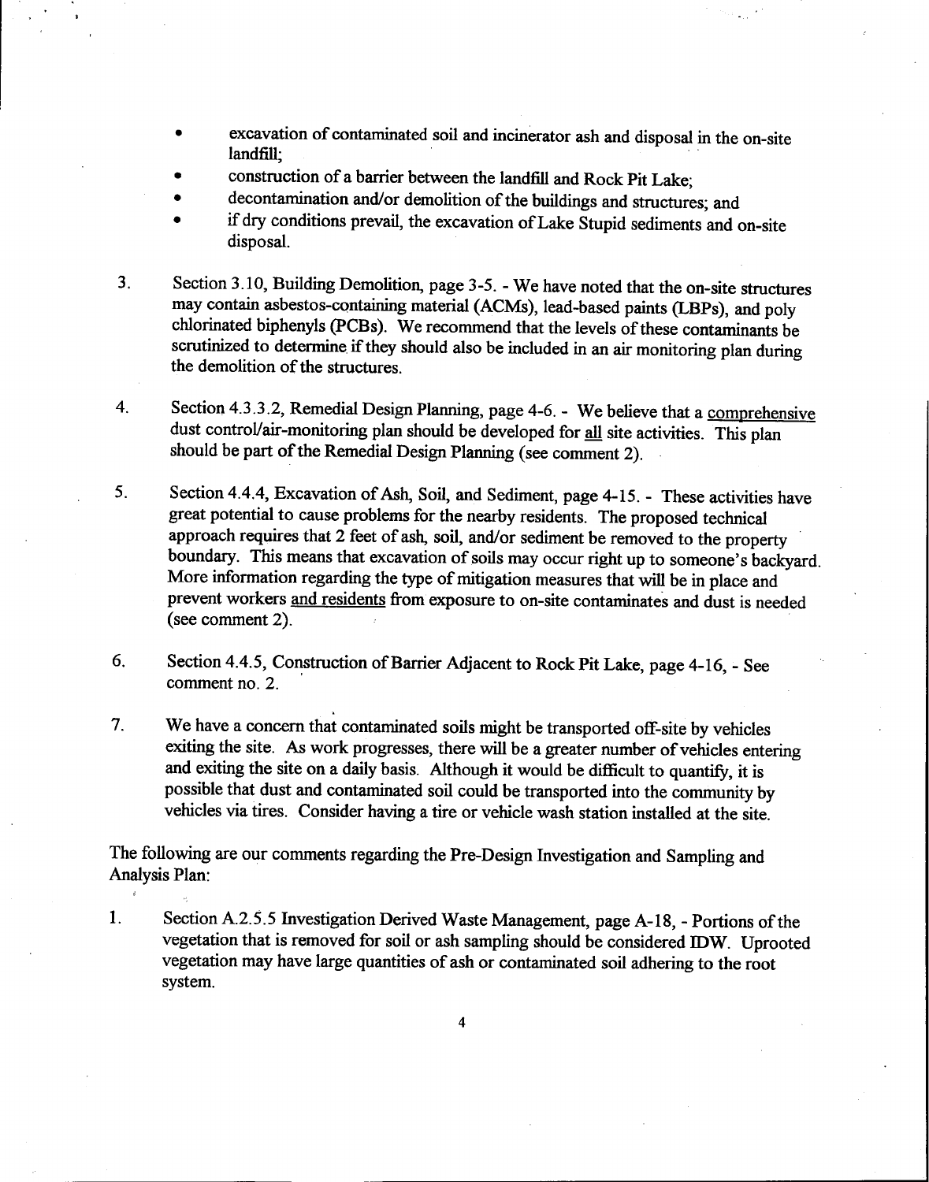- excavation of contaminated soil and incinerator ash and disposal in the on-site landfill;
- construction of a barrier between the landfill and Rock Pit Lake;
- decontamination and/or demolition of the buildings and structures; and
- if dry conditions prevail, the excavation of Lake Stupid sediments and on-site disposal.

3. Section 3.10, Building Demolition, page 3-5. - We have noted that the on-site structures may contain asbestos-containing material (ACMs), lead-based paints (LBPs), and poly chlorinated biphenyls (PCBs). We recommend that the levels of these contaminants be scrutinized to determine if they should also be included in an air monitoring plan during the demolition of the structures.

4. Section 4.3.3.2, Remedial Design Planning, page 4-6. - We believe that a <u>comprehensive</u> dust control/air-monitoring plan should be developed for <u>all</u> site activities. This plan should be part of the Remedial Design Planning (see comment 2).

5. Section 4.4.4, Excavation of Ash, Soil, and Sediment, page 4-15. - These activities have great potential to cause problems for the nearby residents. The proposed technical approach requires that 2 feet of ash, soil, and/or sediment be removed to the property boundary. This means that excavation of soils may occur right up to someone's backyard. More information regarding the type of mitigation measures that will be in place and prevent workers <u>and residents</u> from exposure to on-site contaminates and dust is needed (see comment 2).

6. Section 4.4.5, Construction of Barrier Adjacent to Rock Pit Lake, page 4-16, - See comment no. 2.

7. We have a concern that contaminated soils might be transported off-site by vehicles exiting the site. As work progresses, there will be a greater number of vehicles entering and exiting the site on a daily basis. Although it would be difficult to quantify, it is possible that dust and contaminated soil could be transported into the community by vehicles via tires. Consider having a tire or vehicle wash station installed at the site.

The following are our comments regarding the Pre-Design Investigation and Sampling and Analysis Plan:

1. Section A.2.5.5 Investigation Derived Waste Management, page A-18, - Portions of the vegetation that is removed for soil or ash sampling should be considered IDW. Uprooted vegetation may have large quantities of ash or contaminated soil adhering to the root system.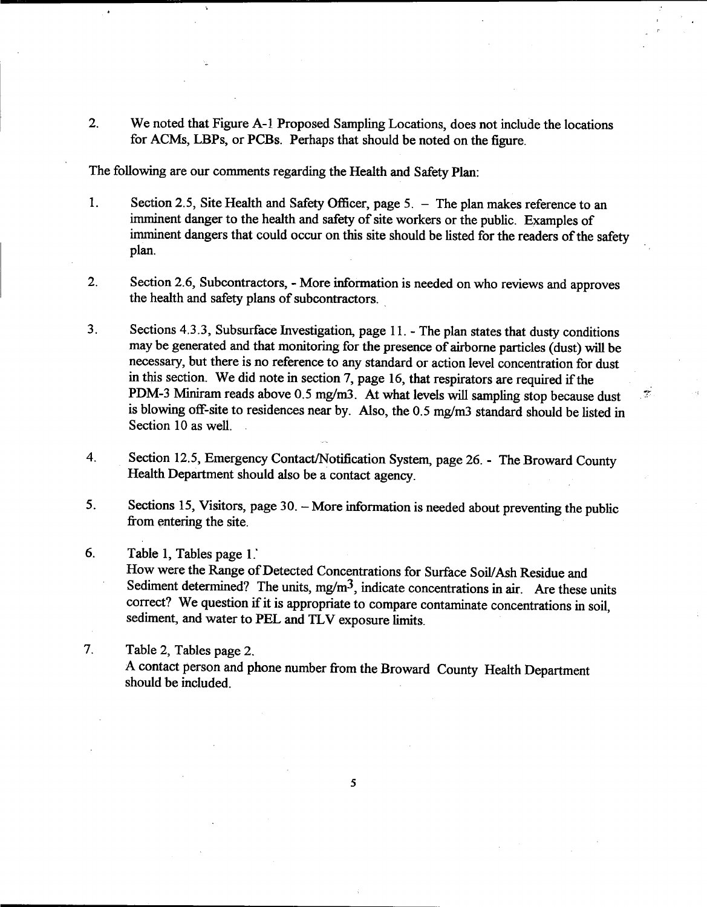2. We noted that Figure A-1 Proposed Sampling Locations, does not include the locations for ACMs, LBPs, or PCBs. Perhaps that should be noted on the figure.

The following are our comments regarding the Health and Safety Plan:

1. Section 2.5, Site Health and Safety Officer, page 5. – The plan makes reference to an imminent danger to the health and safety of site workers or the public. Examples of imminent dangers that could occur on this site should be listed for the readers of the safety plan.

2. Section 2.6, Subcontractors, - More information is needed on who reviews and approves the health and safety plans of subcontractors.

3. Sections 4.3.3, Subsurface Investigation, page 11. - The plan states that dusty conditions may be generated and that monitoring for the presence of airborne particles (dust) will be necessary, but there is no reference to any standard or action level concentration for dust in this section. We did note in section 7, page 16, that respirators are required if the PDM-3 Miniram reads above 0.5 mg/m3. At what levels will sampling stop because dust is blowing off-site to residences near by. Also, the 0.5 mg/m3 standard should be listed in Section 10 as well.

4. Section 12.5, Emergency Contact/Notification System, page 26. - The Broward County Health Department should also be a contact agency.

5. Sections 15, Visitors, page 30. – More information is needed about preventing the public from entering the site.

6. Table 1, Tables page 1.
   How were the Range of Detected Concentrations for Surface Soil/Ash Residue and Sediment determined? The units, $mg/m^3$, indicate concentrations in air. Are these units correct? We question if it is appropriate to compare contaminate concentrations in soil, sediment, and water to PEL and TLV exposure limits.

7. Table 2, Tables page 2.
   A contact person and phone number from the Broward County Health Department should be included.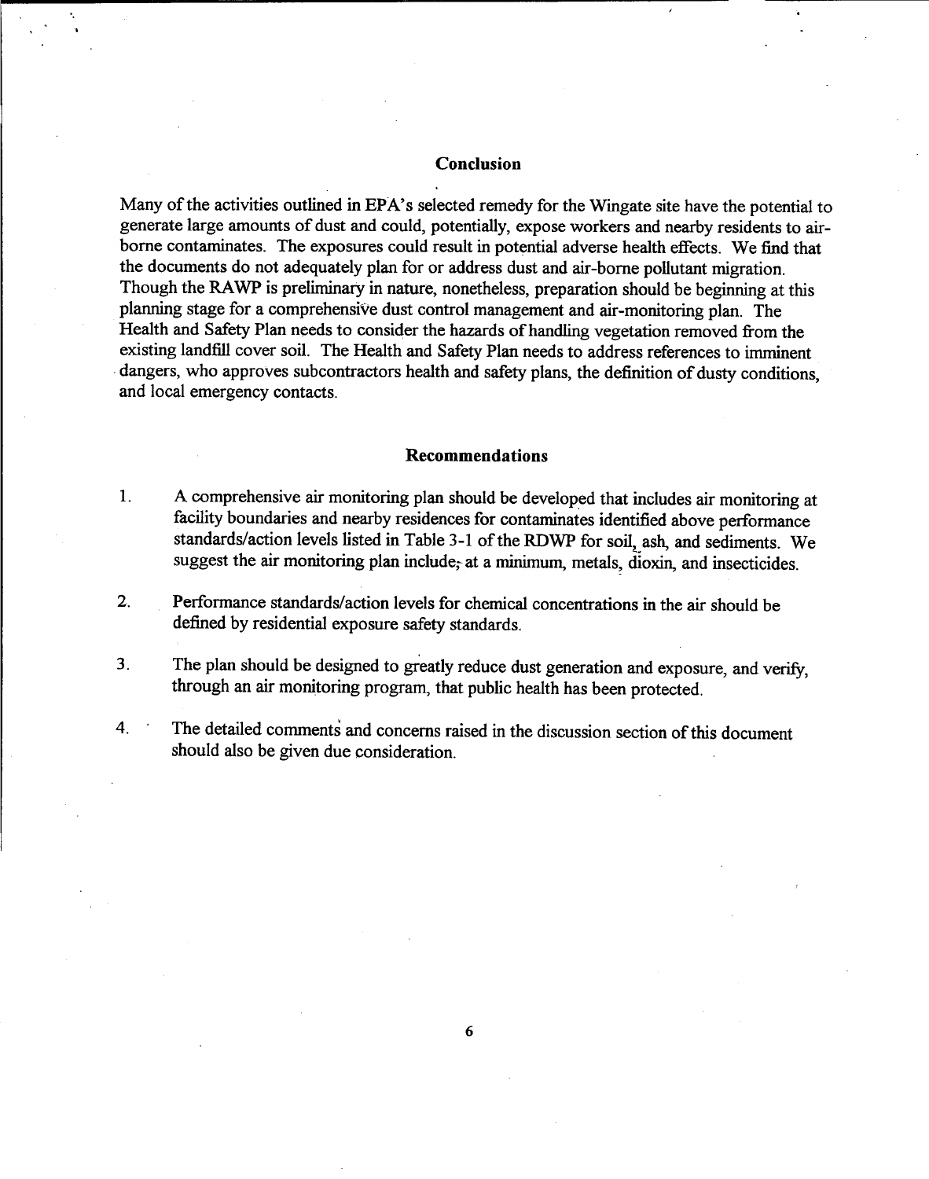## Conclusion

Many of the activities outlined in EPA's selected remedy for the Wingate site have the potential to generate large amounts of dust and could, potentially, expose workers and nearby residents to air-borne contaminates. The exposures could result in potential adverse health effects. We find that the documents do not adequately plan for or address dust and air-borne pollutant migration. Though the RAWP is preliminary in nature, nonetheless, preparation should be beginning at this planning stage for a comprehensive dust control management and air-monitoring plan. The Health and Safety Plan needs to consider the hazards of handling vegetation removed from the existing landfill cover soil. The Health and Safety Plan needs to address references to imminent dangers, who approves subcontractors health and safety plans, the definition of dusty conditions, and local emergency contacts.

## Recommendations

1. A comprehensive air monitoring plan should be developed that includes air monitoring at facility boundaries and nearby residences for contaminates identified above performance standards/action levels listed in Table 3-1 of the RDWP for soil, ash, and sediments. We suggest the air monitoring plan include, at a minimum, metals, dioxin, and insecticides.

2. Performance standards/action levels for chemical concentrations in the air should be defined by residential exposure safety standards.

3. The plan should be designed to greatly reduce dust generation and exposure, and verify, through an air monitoring program, that public health has been protected.

4. The detailed comments and concerns raised in the discussion section of this document should also be given due consideration.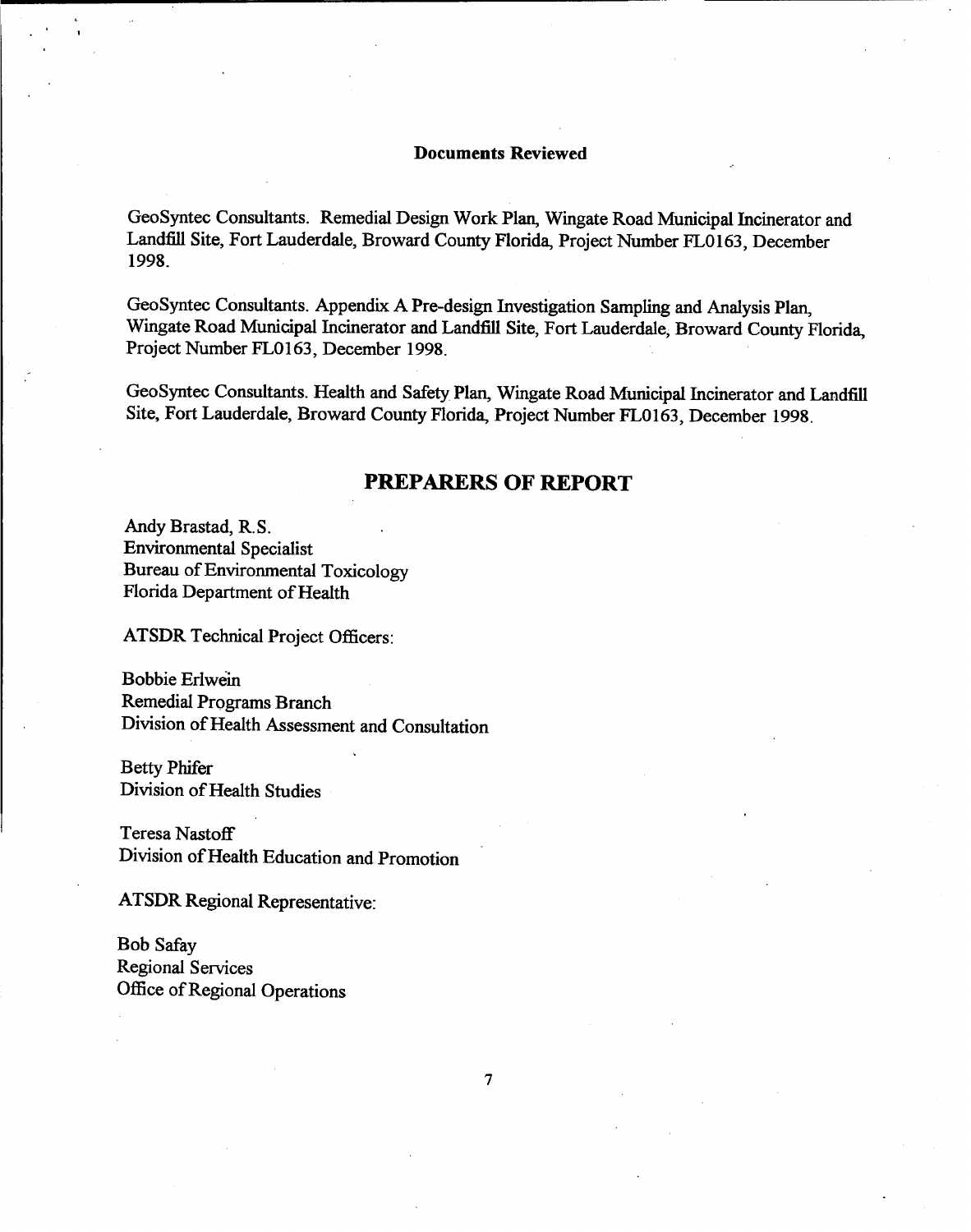## Documents Reviewed

GeoSyntec Consultants. Remedial Design Work Plan, Wingate Road Municipal Incinerator and Landfill Site, Fort Lauderdale, Broward County Florida, Project Number FL0163, December 1998.

GeoSyntec Consultants. Appendix A Pre-design Investigation Sampling and Analysis Plan, Wingate Road Municipal Incinerator and Landfill Site, Fort Lauderdale, Broward County Florida, Project Number FL0163, December 1998.

GeoSyntec Consultants. Health and Safety Plan, Wingate Road Municipal Incinerator and Landfill Site, Fort Lauderdale, Broward County Florida, Project Number FL0163, December 1998.

## PREPARERS OF REPORT

Andy Brastad, R.S.
Environmental Specialist
Bureau of Environmental Toxicology
Florida Department of Health

ATSDR Technical Project Officers:

Bobbie Erlwein
Remedial Programs Branch
Division of Health Assessment and Consultation

Betty Phifer
Division of Health Studies

Teresa Nastoff
Division of Health Education and Promotion

ATSDR Regional Representative:

Bob Safay
Regional Services
Office of Regional Operations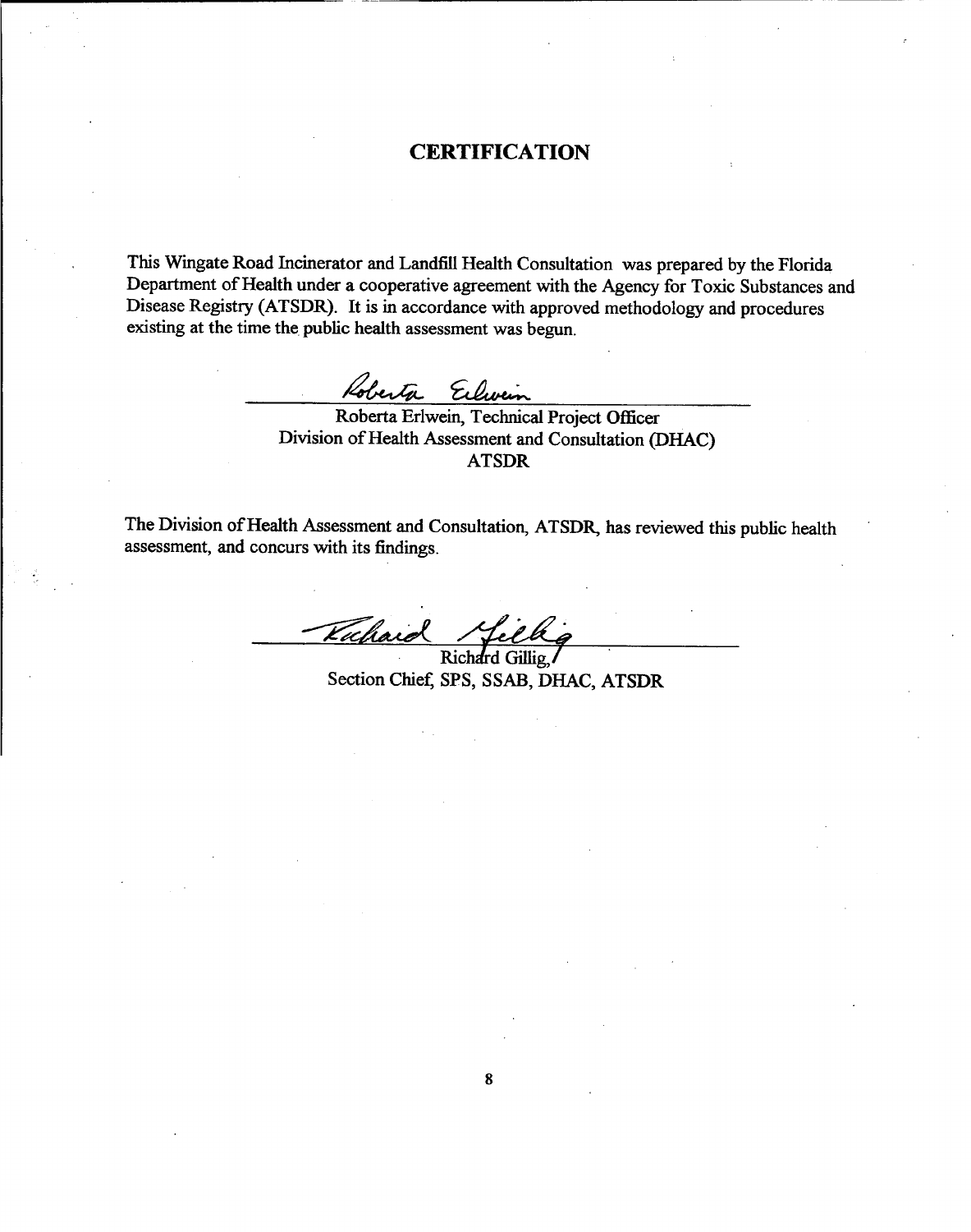# CERTIFICATION

This Wingate Road Incinerator and Landfill Health Consultation was prepared by the Florida Department of Health under a cooperative agreement with the Agency for Toxic Substances and Disease Registry (ATSDR). It is in accordance with approved methodology and procedures existing at the time the public health assessment was begun.

Roberta Erlwein, Technical Project Officer
Division of Health Assessment and Consultation (DHAC)
ATSDR

The Division of Health Assessment and Consultation, ATSDR, has reviewed this public health assessment, and concurs with its findings.

Richard Gillig,
Section Chief, SPS, SSAB, DHAC, ATSDR